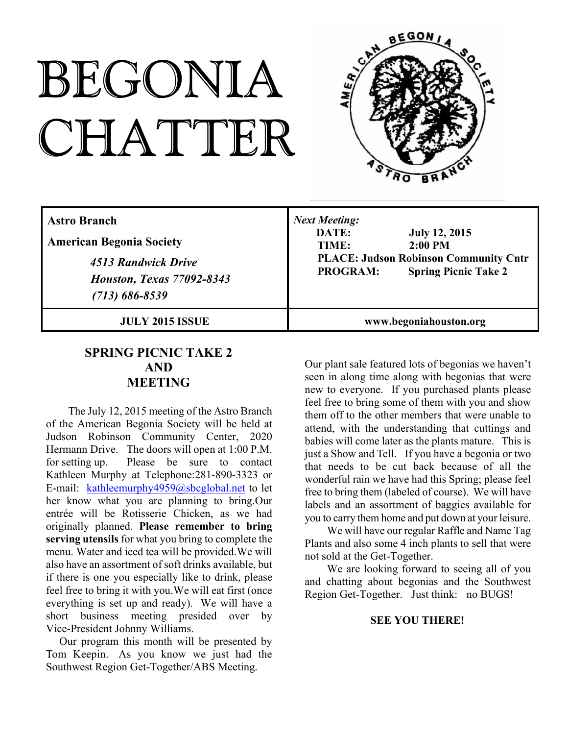# BEGONIA CHATTER

| **Astro Branch**<br>**American Begonia Society**<br>***4513 Randwick Drive***<br>***Houston, Texas 77092-8343***<br>***(713) 686-8539*** | ***Next Meeting:***<br>**DATE: July 12, 2015**<br>**TIME: 2:00 PM**<br>**PLACE: Judson Robinson Community Cntr**<br>**PROGRAM: Spring Picnic Take 2** |
|---|---|
| **JULY 2015 ISSUE** | **www.begoniahouston.org** |

## SPRING PICNIC TAKE 2 AND MEETING

The July 12, 2015 meeting of the Astro Branch of the American Begonia Society will be held at Judson Robinson Community Center, 2020 Hermann Drive. The doors will open at 1:00 P.M. for setting up. Please be sure to contact Kathleen Murphy at Telephone:281-890-3323 or E-mail: kathleenmurphy4959@sbcglobal.net to let her know what you are planning to bring.Our entrée will be Rotisserie Chicken, as we had originally planned. **Please remember to bring serving utensils** for what you bring to complete the menu. Water and iced tea will be provided.We will also have an assortment of soft drinks available, but if there is one you especially like to drink, please feel free to bring it with you.We will eat first (once everything is set up and ready). We will have a short business meeting presided over by Vice-President Johnny Williams.

Our program this month will be presented by Tom Keepin. As you know we just had the Southwest Region Get-Together/ABS Meeting. Our plant sale featured lots of begonias we haven't seen in along time along with begonias that were new to everyone. If you purchased plants please feel free to bring some of them with you and show them off to the other members that were unable to attend, with the understanding that cuttings and babies will come later as the plants mature. This is just a Show and Tell. If you have a begonia or two that needs to be cut back because of all the wonderful rain we have had this Spring; please feel free to bring them (labeled of course). We will have labels and an assortment of baggies available for you to carry them home and put down at your leisure.

We will have our regular Raffle and Name Tag Plants and also some 4 inch plants to sell that were not sold at the Get-Together.

We are looking forward to seeing all of you and chatting about begonias and the Southwest Region Get-Together. Just think: no BUGS!

**SEE YOU THERE!**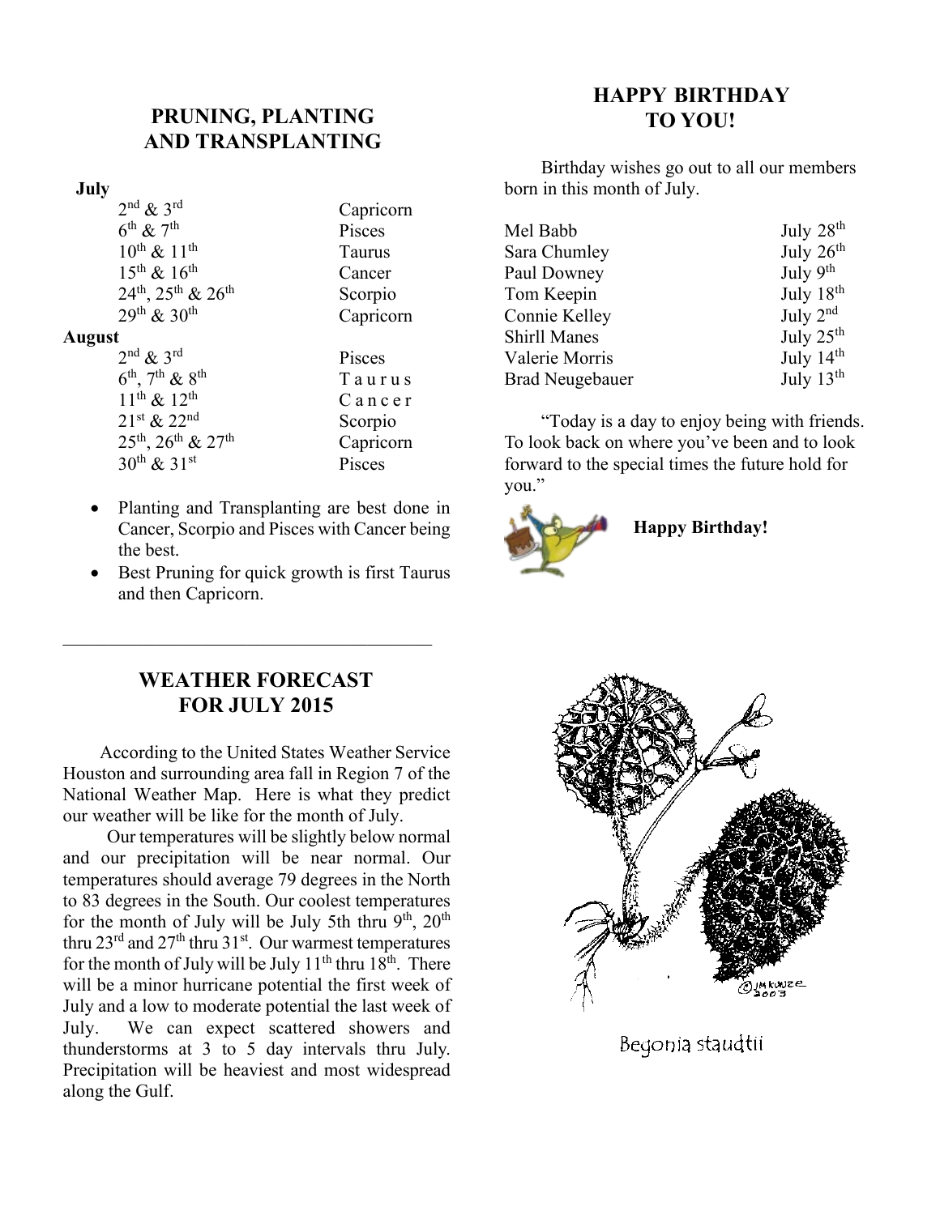## PRUNING, PLANTING AND TRANSPLANTING

**July**

| | |
|---|---|
| 2nd & 3rd | Capricorn |
| 6th & 7th | Pisces |
| 10th & 11th | Taurus |
| 15th & 16th | Cancer |
| 24th, 25th & 26th | Scorpio |
| 29th & 30th | Capricorn |

**August**

| | |
|---|---|
| 2nd & 3rd | Pisces |
| 6th, 7th & 8th | Taurus |
| 11th & 12th | Cancer |
| 21st & 22nd | Scorpio |
| 25th, 26th & 27th | Capricorn |
| 30th & 31st | Pisces |

- Planting and Transplanting are best done in Cancer, Scorpio and Pisces with Cancer being the best.
- Best Pruning for quick growth is first Taurus and then Capricorn.

## WEATHER FORECAST FOR JULY 2015

According to the United States Weather Service Houston and surrounding area fall in Region 7 of the National Weather Map. Here is what they predict our weather will be like for the month of July.

Our temperatures will be slightly below normal and our precipitation will be near normal. Our temperatures should average 79 degrees in the North to 83 degrees in the South. Our coolest temperatures for the month of July will be July 5th thru 9th, 20th thru 23rd and 27th thru 31st. Our warmest temperatures for the month of July will be July 11th thru 18th. There will be a minor hurricane potential the first week of July and a low to moderate potential the last week of July. We can expect scattered showers and thunderstorms at 3 to 5 day intervals thru July. Precipitation will be heaviest and most widespread along the Gulf.

## HAPPY BIRTHDAY TO YOU!

Birthday wishes go out to all our members born in this month of July.

| | |
|---|---|
| Mel Babb | July 28th |
| Sara Chumley | July 26th |
| Paul Downey | July 9th |
| Tom Keepin | July 18th |
| Connie Kelley | July 2nd |
| Shirll Manes | July 25th |
| Valerie Morris | July 14th |
| Brad Neugebauer | July 13th |

"Today is a day to enjoy being with friends. To look back on where you've been and to look forward to the special times the future hold for you."

**Happy Birthday!**

Begonia staudtii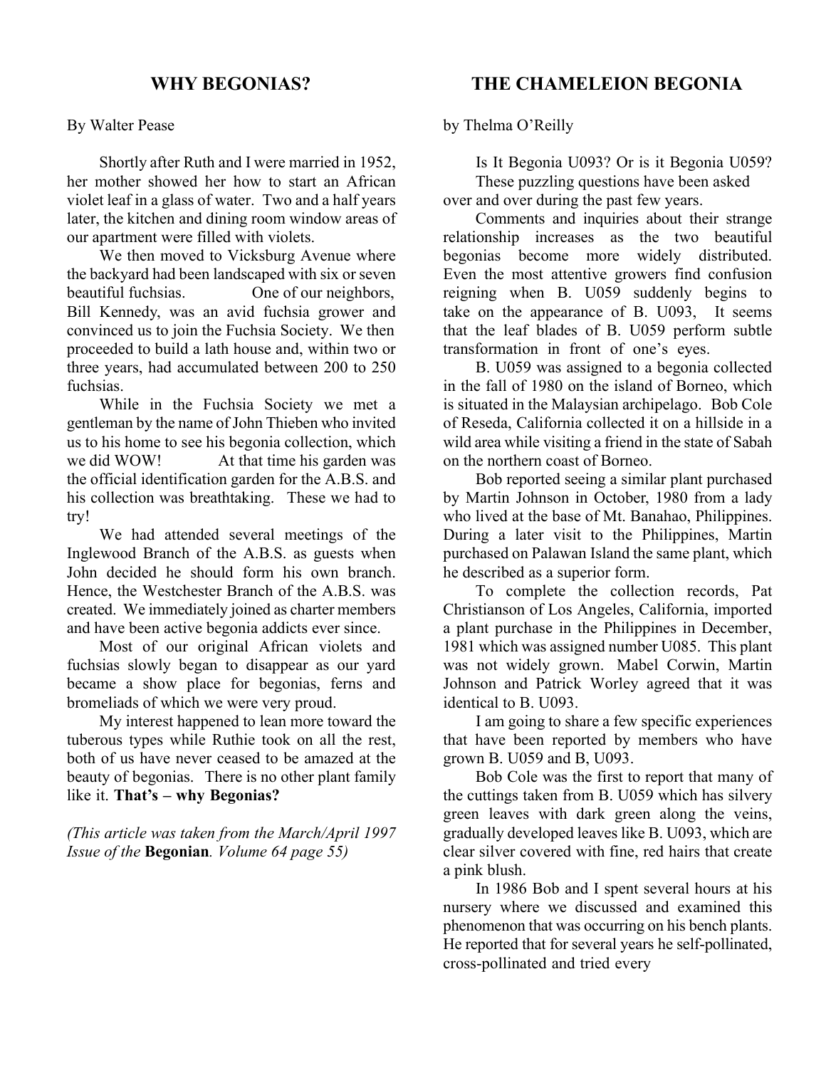## WHY BEGONIAS?

By Walter Pease

Shortly after Ruth and I were married in 1952, her mother showed her how to start an African violet leaf in a glass of water. Two and a half years later, the kitchen and dining room window areas of our apartment were filled with violets.

We then moved to Vicksburg Avenue where the backyard had been landscaped with six or seven beautiful fuchsias. One of our neighbors, Bill Kennedy, was an avid fuchsia grower and convinced us to join the Fuchsia Society. We then proceeded to build a lath house and, within two or three years, had accumulated between 200 to 250 fuchsias.

While in the Fuchsia Society we met a gentleman by the name of John Thieben who invited us to his home to see his begonia collection, which we did WOW! At that time his garden was the official identification garden for the A.B.S. and his collection was breathtaking. These we had to try!

We had attended several meetings of the Inglewood Branch of the A.B.S. as guests when John decided he should form his own branch. Hence, the Westchester Branch of the A.B.S. was created. We immediately joined as charter members and have been active begonia addicts ever since.

Most of our original African violets and fuchsias slowly began to disappear as our yard became a show place for begonias, ferns and bromeliads of which we were very proud.

My interest happened to lean more toward the tuberous types while Ruthie took on all the rest, both of us have never ceased to be amazed at the beauty of begonias. There is no other plant family like it. **That's – why Begonias?**

*(This article was taken from the March/April 1997 Issue of the* **Begonian***. Volume 64 page 55)*

## THE CHAMELEION BEGONIA

by Thelma O'Reilly

Is It Begonia U093? Or is it Begonia U059?

These puzzling questions have been asked over and over during the past few years.

Comments and inquiries about their strange relationship increases as the two beautiful begonias become more widely distributed. Even the most attentive growers find confusion reigning when B. U059 suddenly begins to take on the appearance of B. U093, It seems that the leaf blades of B. U059 perform subtle transformation in front of one's eyes.

B. U059 was assigned to a begonia collected in the fall of 1980 on the island of Borneo, which is situated in the Malaysian archipelago. Bob Cole of Reseda, California collected it on a hillside in a wild area while visiting a friend in the state of Sabah on the northern coast of Borneo.

Bob reported seeing a similar plant purchased by Martin Johnson in October, 1980 from a lady who lived at the base of Mt. Banahao, Philippines. During a later visit to the Philippines, Martin purchased on Palawan Island the same plant, which he described as a superior form.

To complete the collection records, Pat Christianson of Los Angeles, California, imported a plant purchase in the Philippines in December, 1981 which was assigned number U085. This plant was not widely grown. Mabel Corwin, Martin Johnson and Patrick Worley agreed that it was identical to B. U093.

I am going to share a few specific experiences that have been reported by members who have grown B. U059 and B, U093.

Bob Cole was the first to report that many of the cuttings taken from B. U059 which has silvery green leaves with dark green along the veins, gradually developed leaves like B. U093, which are clear silver covered with fine, red hairs that create a pink blush.

In 1986 Bob and I spent several hours at his nursery where we discussed and examined this phenomenon that was occurring on his bench plants. He reported that for several years he self-pollinated, cross-pollinated and tried every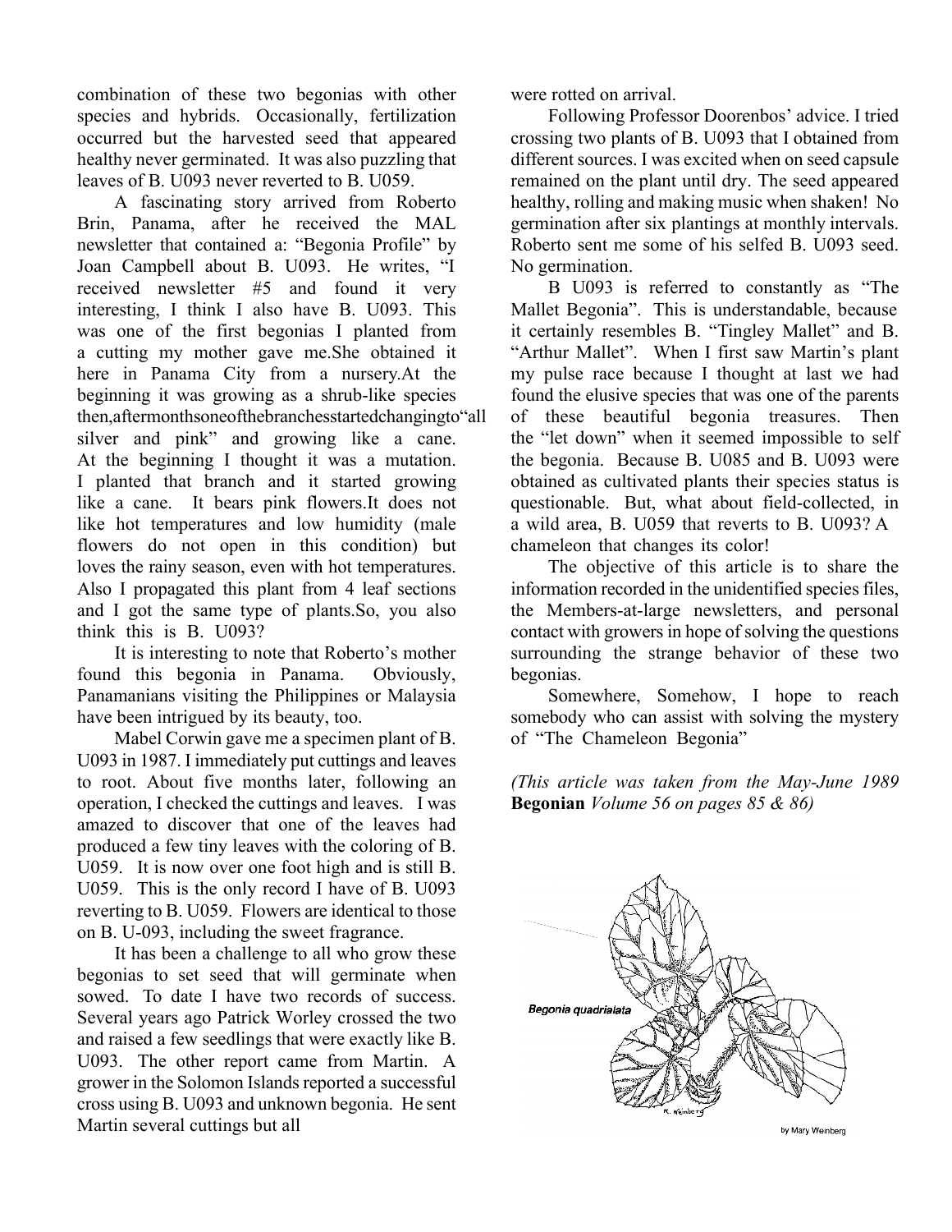combination of these two begonias with other species and hybrids. Occasionally, fertilization occurred but the harvested seed that appeared healthy never germinated. It was also puzzling that leaves of B. U093 never reverted to B. U059.

A fascinating story arrived from Roberto Brin, Panama, after he received the MAL newsletter that contained a: "Begonia Profile" by Joan Campbell about B. U093. He writes, "I received newsletter #5 and found it very interesting, I think I also have B. U093. This was one of the first begonias I planted from a cutting my mother gave me.She obtained it here in Panama City from a nursery.At the beginning it was growing as a shrub-like species then,aftermonthsoneofthebranchesstartedchangingto"all silver and pink" and growing like a cane. At the beginning I thought it was a mutation. I planted that branch and it started growing like a cane. It bears pink flowers.It does not like hot temperatures and low humidity (male flowers do not open in this condition) but loves the rainy season, even with hot temperatures. Also I propagated this plant from 4 leaf sections and I got the same type of plants.So, you also think this is B. U093?

It is interesting to note that Roberto's mother found this begonia in Panama. Obviously, Panamanians visiting the Philippines or Malaysia have been intrigued by its beauty, too.

Mabel Corwin gave me a specimen plant of B. U093 in 1987. I immediately put cuttings and leaves to root. About five months later, following an operation, I checked the cuttings and leaves. I was amazed to discover that one of the leaves had produced a few tiny leaves with the coloring of B. U059. It is now over one foot high and is still B. U059. This is the only record I have of B. U093 reverting to B. U059. Flowers are identical to those on B. U-093, including the sweet fragrance.

It has been a challenge to all who grow these begonias to set seed that will germinate when sowed. To date I have two records of success. Several years ago Patrick Worley crossed the two and raised a few seedlings that were exactly like B. U093. The other report came from Martin. A grower in the Solomon Islands reported a successful cross using B. U093 and unknown begonia. He sent Martin several cuttings but all were rotted on arrival.

Following Professor Doorenbos' advice. I tried crossing two plants of B. U093 that I obtained from different sources. I was excited when on seed capsule remained on the plant until dry. The seed appeared healthy, rolling and making music when shaken! No germination after six plantings at monthly intervals. Roberto sent me some of his selfed B. U093 seed. No germination.

B U093 is referred to constantly as "The Mallet Begonia". This is understandable, because it certainly resembles B. "Tingley Mallet" and B. "Arthur Mallet". When I first saw Martin's plant my pulse race because I thought at last we had found the elusive species that was one of the parents of these beautiful begonia treasures. Then the "let down" when it seemed impossible to self the begonia. Because B. U085 and B. U093 were obtained as cultivated plants their species status is questionable. But, what about field-collected, in a wild area, B. U059 that reverts to B. U093? A chameleon that changes its color!

The objective of this article is to share the information recorded in the unidentified species files, the Members-at-large newsletters, and personal contact with growers in hope of solving the questions surrounding the strange behavior of these two begonias.

Somewhere, Somehow, I hope to reach somebody who can assist with solving the mystery of "The Chameleon Begonia"

*(This article was taken from the May-June 1989* **Begonian** *Volume 56 on pages 85 & 86)*

*Begonia quadrialata*

by Mary Weinberg